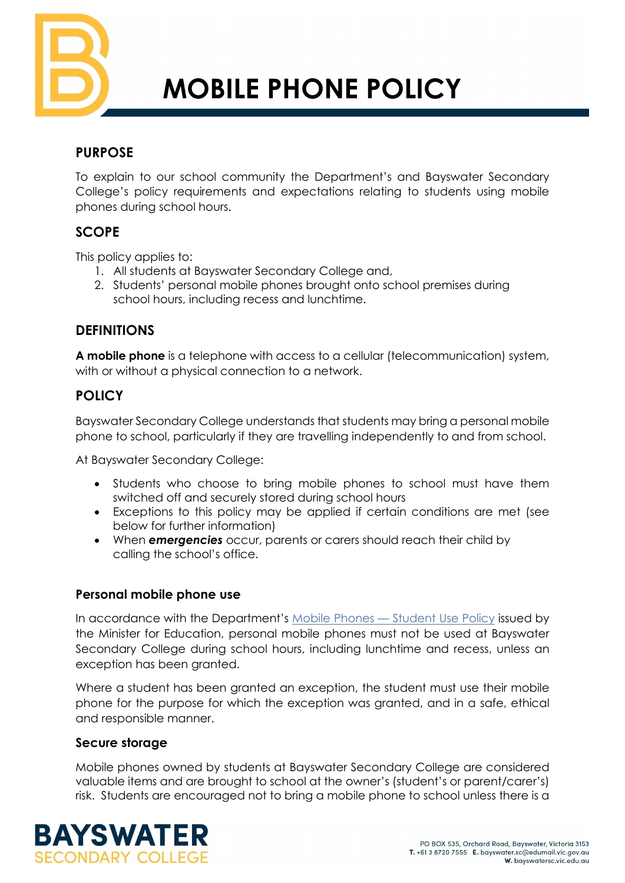# MOBILE PHONE POLICY

## PURPOSE

To explain to our school community the Department's and Bayswater Secondary College's policy requirements and expectations relating to students using mobile phones during school hours.

## SCOPE

This policy applies to:

1. All students at Bayswater Secondary College and,
2. Students' personal mobile phones brought onto school premises during school hours, including recess and lunchtime.

## DEFINITIONS

**A mobile phone** is a telephone with access to a cellular (telecommunication) system, with or without a physical connection to a network.

## POLICY

Bayswater Secondary College understands that students may bring a personal mobile phone to school, particularly if they are travelling independently to and from school.

At Bayswater Secondary College:

- Students who choose to bring mobile phones to school must have them switched off and securely stored during school hours
- Exceptions to this policy may be applied if certain conditions are met (see below for further information)
- When ***emergencies*** occur, parents or carers should reach their child by calling the school's office.

### Personal mobile phone use

In accordance with the Department's Mobile Phones — Student Use Policy issued by the Minister for Education, personal mobile phones must not be used at Bayswater Secondary College during school hours, including lunchtime and recess, unless an exception has been granted.

Where a student has been granted an exception, the student must use their mobile phone for the purpose for which the exception was granted, and in a safe, ethical and responsible manner.

### Secure storage

Mobile phones owned by students at Bayswater Secondary College are considered valuable items and are brought to school at the owner's (student's or parent/carer's) risk. Students are encouraged not to bring a mobile phone to school unless there is a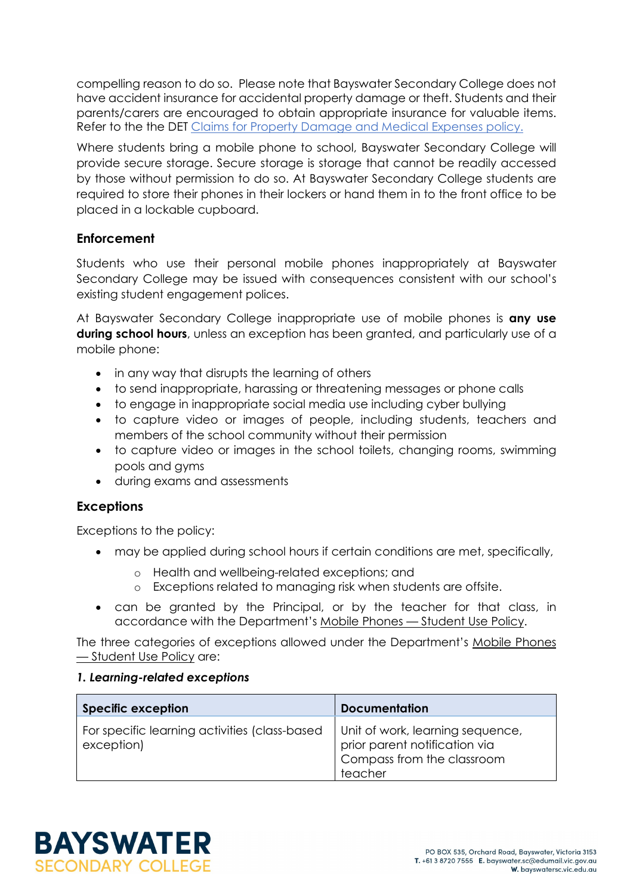compelling reason to do so. Please note that Bayswater Secondary College does not have accident insurance for accidental property damage or theft. Students and their parents/carers are encouraged to obtain appropriate insurance for valuable items. Refer to the the DET Claims for Property Damage and Medical Expenses policy.

Where students bring a mobile phone to school, Bayswater Secondary College will provide secure storage. Secure storage is storage that cannot be readily accessed by those without permission to do so. At Bayswater Secondary College students are required to store their phones in their lockers or hand them in to the front office to be placed in a lockable cupboard.

## Enforcement

Students who use their personal mobile phones inappropriately at Bayswater Secondary College may be issued with consequences consistent with our school's existing student engagement polices.

At Bayswater Secondary College inappropriate use of mobile phones is **any use during school hours**, unless an exception has been granted, and particularly use of a mobile phone:

- in any way that disrupts the learning of others
- to send inappropriate, harassing or threatening messages or phone calls
- to engage in inappropriate social media use including cyber bullying
- to capture video or images of people, including students, teachers and members of the school community without their permission
- to capture video or images in the school toilets, changing rooms, swimming pools and gyms
- during exams and assessments

## Exceptions

Exceptions to the policy:

- may be applied during school hours if certain conditions are met, specifically,
    - Health and wellbeing-related exceptions; and
    - Exceptions related to managing risk when students are offsite.
- can be granted by the Principal, or by the teacher for that class, in accordance with the Department's Mobile Phones — Student Use Policy.

The three categories of exceptions allowed under the Department's Mobile Phones — Student Use Policy are:

***1. Learning-related exceptions***

| Specific exception | Documentation |
|---|---|
| For specific learning activities (class-based exception) | Unit of work, learning sequence, prior parent notification via Compass from the classroom teacher |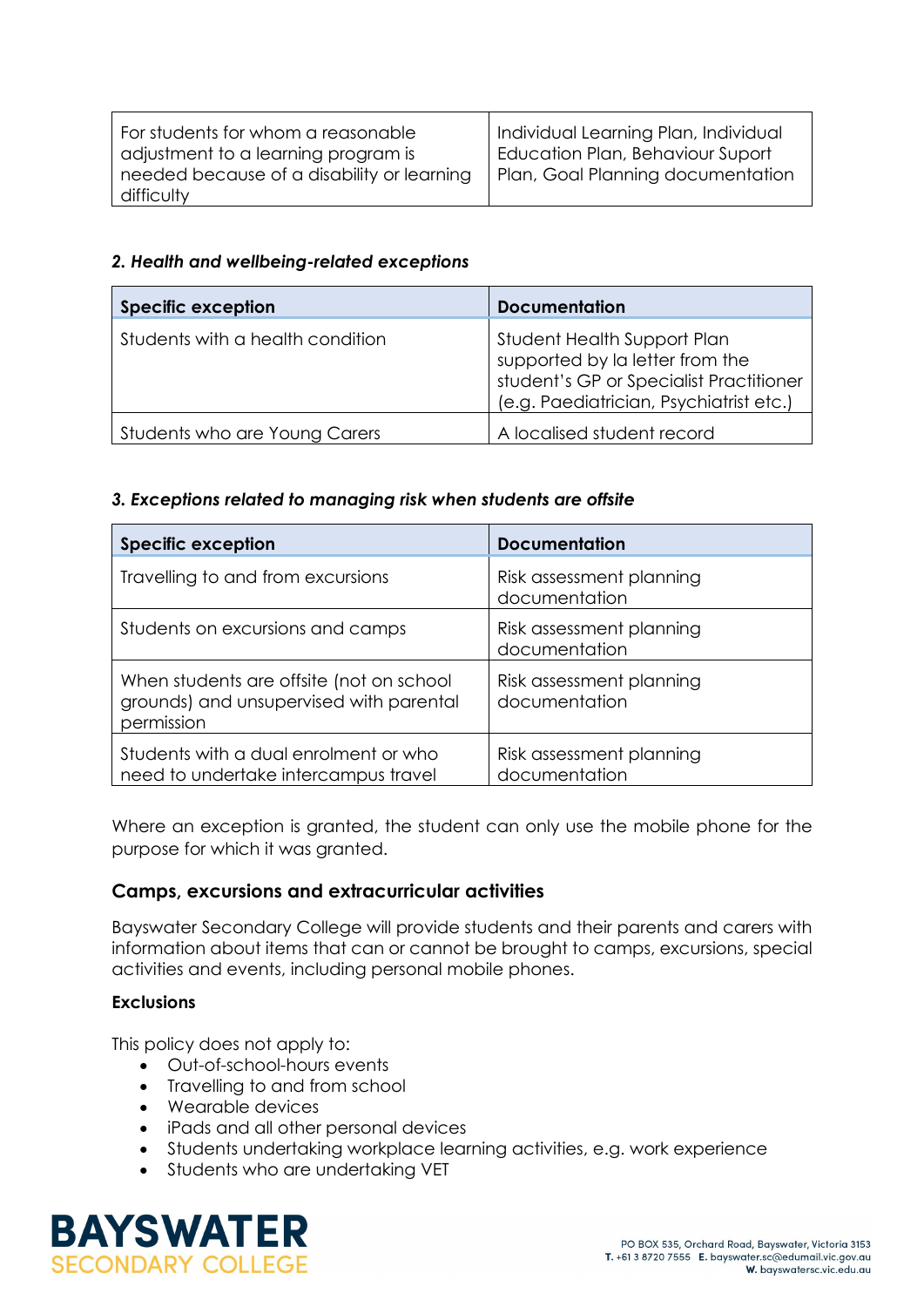| | |
|---|---|
| For students for whom a reasonable adjustment to a learning program is needed because of a disability or learning difficulty | Individual Learning Plan, Individual Education Plan, Behaviour Suport Plan, Goal Planning documentation |

***2. Health and wellbeing-related exceptions***

| Specific exception | Documentation |
|---|---|
| Students with a health condition | Student Health Support Plan supported by la letter from the student's GP or Specialist Practitioner (e.g. Paediatrician, Psychiatrist etc.) |
| Students who are Young Carers | A localised student record |

***3. Exceptions related to managing risk when students are offsite***

| Specific exception | Documentation |
|---|---|
| Travelling to and from excursions | Risk assessment planning documentation |
| Students on excursions and camps | Risk assessment planning documentation |
| When students are offsite (not on school grounds) and unsupervised with parental permission | Risk assessment planning documentation |
| Students with a dual enrolment or who need to undertake intercampus travel | Risk assessment planning documentation |

Where an exception is granted, the student can only use the mobile phone for the purpose for which it was granted.

## Camps, excursions and extracurricular activities

Bayswater Secondary College will provide students and their parents and carers with information about items that can or cannot be brought to camps, excursions, special activities and events, including personal mobile phones.

**Exclusions**

This policy does not apply to:

- Out-of-school-hours events
- Travelling to and from school
- Wearable devices
- iPads and all other personal devices
- Students undertaking workplace learning activities, e.g. work experience
- Students who are undertaking VET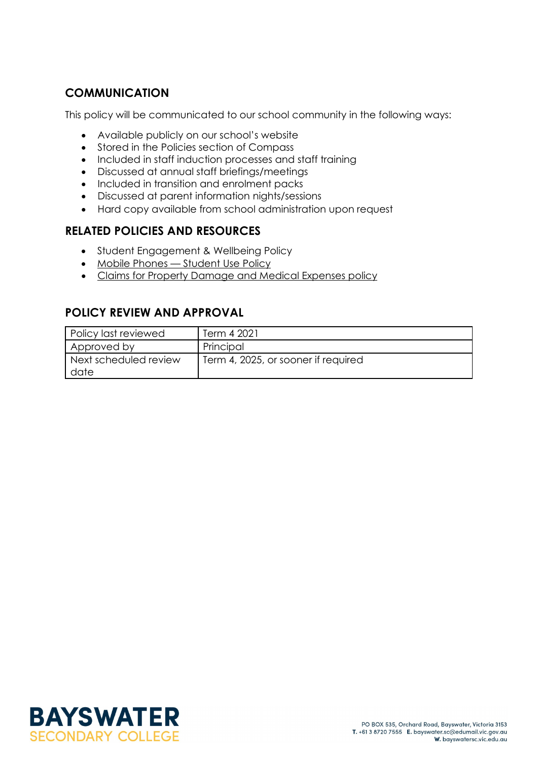## COMMUNICATION

This policy will be communicated to our school community in the following ways:

- Available publicly on our school's website
- Stored in the Policies section of Compass
- Included in staff induction processes and staff training
- Discussed at annual staff briefings/meetings
- Included in transition and enrolment packs
- Discussed at parent information nights/sessions
- Hard copy available from school administration upon request

## RELATED POLICIES AND RESOURCES

- Student Engagement & Wellbeing Policy
- Mobile Phones — Student Use Policy
- Claims for Property Damage and Medical Expenses policy

## POLICY REVIEW AND APPROVAL

| | |
|---|---|
| Policy last reviewed | Term 4 2021 |
| Approved by | Principal |
| Next scheduled review date | Term 4, 2025, or sooner if required |